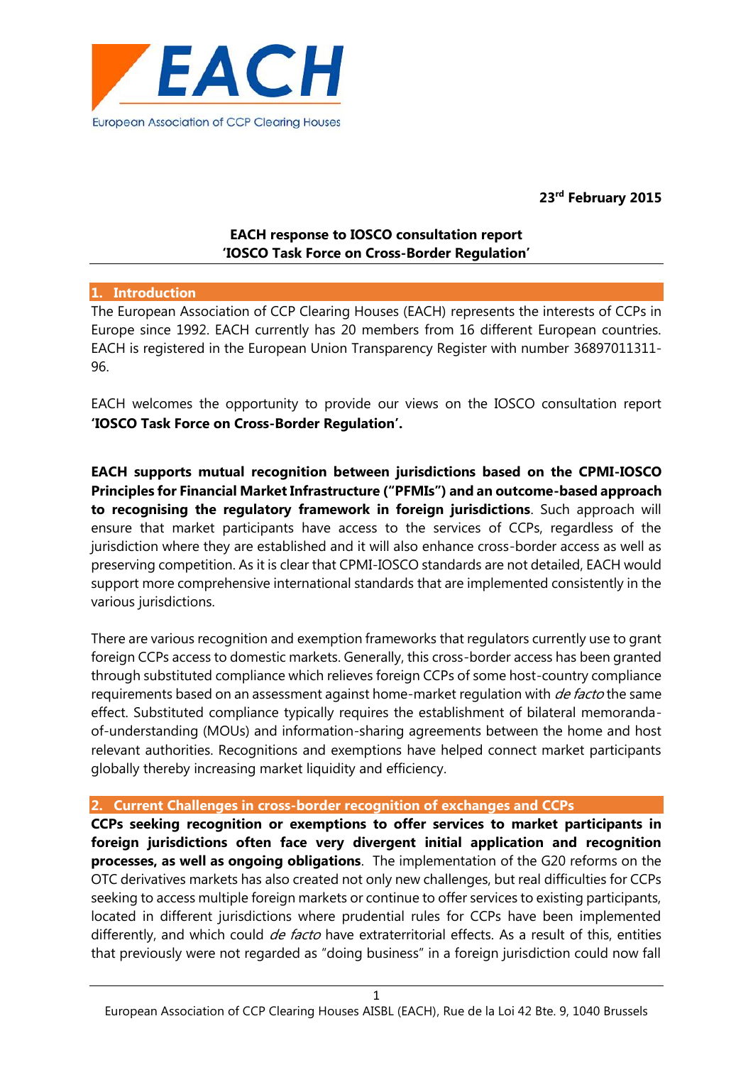EACH

European Association of CCP Clearing Houses

**23rd February 2015**

**EACH response to IOSCO consultation report**
**'IOSCO Task Force on Cross-Border Regulation'**

## 1. Introduction

The European Association of CCP Clearing Houses (EACH) represents the interests of CCPs in Europe since 1992. EACH currently has 20 members from 16 different European countries. EACH is registered in the European Union Transparency Register with number 36897011311-96.

EACH welcomes the opportunity to provide our views on the IOSCO consultation report **'IOSCO Task Force on Cross-Border Regulation'.**

**EACH supports mutual recognition between jurisdictions based on the CPMI-IOSCO Principles for Financial Market Infrastructure ("PFMIs") and an outcome-based approach to recognising the regulatory framework in foreign jurisdictions**. Such approach will ensure that market participants have access to the services of CCPs, regardless of the jurisdiction where they are established and it will also enhance cross-border access as well as preserving competition. As it is clear that CPMI-IOSCO standards are not detailed, EACH would support more comprehensive international standards that are implemented consistently in the various jurisdictions.

There are various recognition and exemption frameworks that regulators currently use to grant foreign CCPs access to domestic markets. Generally, this cross-border access has been granted through substituted compliance which relieves foreign CCPs of some host-country compliance requirements based on an assessment against home-market regulation with *de facto* the same effect. Substituted compliance typically requires the establishment of bilateral memoranda-of-understanding (MOUs) and information-sharing agreements between the home and host relevant authorities. Recognitions and exemptions have helped connect market participants globally thereby increasing market liquidity and efficiency.

## 2. Current Challenges in cross-border recognition of exchanges and CCPs

**CCPs seeking recognition or exemptions to offer services to market participants in foreign jurisdictions often face very divergent initial application and recognition processes, as well as ongoing obligations**. The implementation of the G20 reforms on the OTC derivatives markets has also created not only new challenges, but real difficulties for CCPs seeking to access multiple foreign markets or continue to offer services to existing participants, located in different jurisdictions where prudential rules for CCPs have been implemented differently, and which could *de facto* have extraterritorial effects. As a result of this, entities that previously were not regarded as "doing business" in a foreign jurisdiction could now fall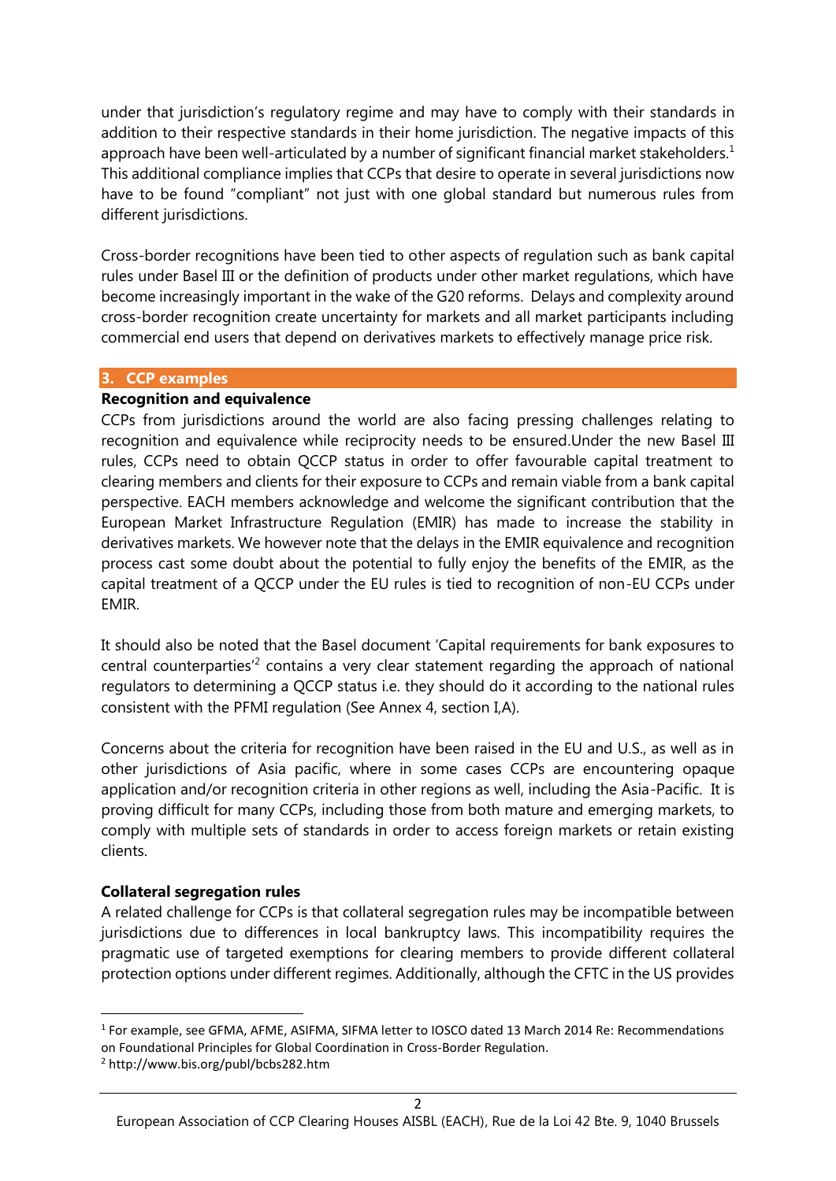under that jurisdiction's regulatory regime and may have to comply with their standards in addition to their respective standards in their home jurisdiction. The negative impacts of this approach have been well-articulated by a number of significant financial market stakeholders.[1] This additional compliance implies that CCPs that desire to operate in several jurisdictions now have to be found "compliant" not just with one global standard but numerous rules from different jurisdictions.

Cross-border recognitions have been tied to other aspects of regulation such as bank capital rules under Basel III or the definition of products under other market regulations, which have become increasingly important in the wake of the G20 reforms. Delays and complexity around cross-border recognition create uncertainty for markets and all market participants including commercial end users that depend on derivatives markets to effectively manage price risk.

## 3. CCP examples

**Recognition and equivalence**

CCPs from jurisdictions around the world are also facing pressing challenges relating to recognition and equivalence while reciprocity needs to be ensured.Under the new Basel III rules, CCPs need to obtain QCCP status in order to offer favourable capital treatment to clearing members and clients for their exposure to CCPs and remain viable from a bank capital perspective. EACH members acknowledge and welcome the significant contribution that the European Market Infrastructure Regulation (EMIR) has made to increase the stability in derivatives markets. We however note that the delays in the EMIR equivalence and recognition process cast some doubt about the potential to fully enjoy the benefits of the EMIR, as the capital treatment of a QCCP under the EU rules is tied to recognition of non-EU CCPs under EMIR.

It should also be noted that the Basel document 'Capital requirements for bank exposures to central counterparties'[2] contains a very clear statement regarding the approach of national regulators to determining a QCCP status i.e. they should do it according to the national rules consistent with the PFMI regulation (See Annex 4, section I,A).

Concerns about the criteria for recognition have been raised in the EU and U.S., as well as in other jurisdictions of Asia pacific, where in some cases CCPs are encountering opaque application and/or recognition criteria in other regions as well, including the Asia-Pacific. It is proving difficult for many CCPs, including those from both mature and emerging markets, to comply with multiple sets of standards in order to access foreign markets or retain existing clients.

**Collateral segregation rules**

A related challenge for CCPs is that collateral segregation rules may be incompatible between jurisdictions due to differences in local bankruptcy laws. This incompatibility requires the pragmatic use of targeted exemptions for clearing members to provide different collateral protection options under different regimes. Additionally, although the CFTC in the US provides

---

[1] For example, see GFMA, AFME, ASIFMA, SIFMA letter to IOSCO dated 13 March 2014 Re: Recommendations on Foundational Principles for Global Coordination in Cross-Border Regulation.

[2] http://www.bis.org/publ/bcbs282.htm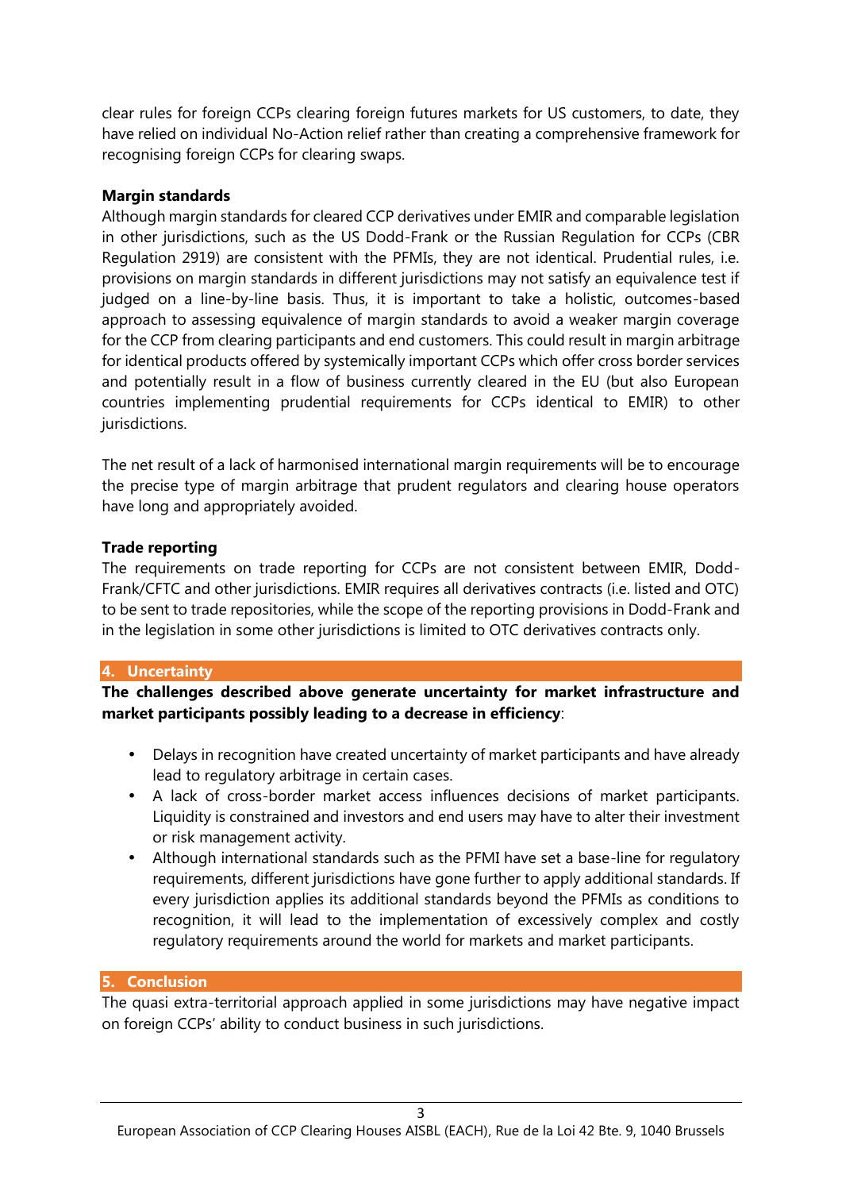clear rules for foreign CCPs clearing foreign futures markets for US customers, to date, they have relied on individual No-Action relief rather than creating a comprehensive framework for recognising foreign CCPs for clearing swaps.

**Margin standards**

Although margin standards for cleared CCP derivatives under EMIR and comparable legislation in other jurisdictions, such as the US Dodd-Frank or the Russian Regulation for CCPs (CBR Regulation 2919) are consistent with the PFMIs, they are not identical. Prudential rules, i.e. provisions on margin standards in different jurisdictions may not satisfy an equivalence test if judged on a line-by-line basis. Thus, it is important to take a holistic, outcomes-based approach to assessing equivalence of margin standards to avoid a weaker margin coverage for the CCP from clearing participants and end customers. This could result in margin arbitrage for identical products offered by systemically important CCPs which offer cross border services and potentially result in a flow of business currently cleared in the EU (but also European countries implementing prudential requirements for CCPs identical to EMIR) to other jurisdictions.

The net result of a lack of harmonised international margin requirements will be to encourage the precise type of margin arbitrage that prudent regulators and clearing house operators have long and appropriately avoided.

**Trade reporting**

The requirements on trade reporting for CCPs are not consistent between EMIR, Dodd-Frank/CFTC and other jurisdictions. EMIR requires all derivatives contracts (i.e. listed and OTC) to be sent to trade repositories, while the scope of the reporting provisions in Dodd-Frank and in the legislation in some other jurisdictions is limited to OTC derivatives contracts only.

## 4. Uncertainty

**The challenges described above generate uncertainty for market infrastructure and market participants possibly leading to a decrease in efficiency**:

- Delays in recognition have created uncertainty of market participants and have already lead to regulatory arbitrage in certain cases.
- A lack of cross-border market access influences decisions of market participants. Liquidity is constrained and investors and end users may have to alter their investment or risk management activity.
- Although international standards such as the PFMI have set a base-line for regulatory requirements, different jurisdictions have gone further to apply additional standards. If every jurisdiction applies its additional standards beyond the PFMIs as conditions to recognition, it will lead to the implementation of excessively complex and costly regulatory requirements around the world for markets and market participants.

## 5. Conclusion

The quasi extra-territorial approach applied in some jurisdictions may have negative impact on foreign CCPs' ability to conduct business in such jurisdictions.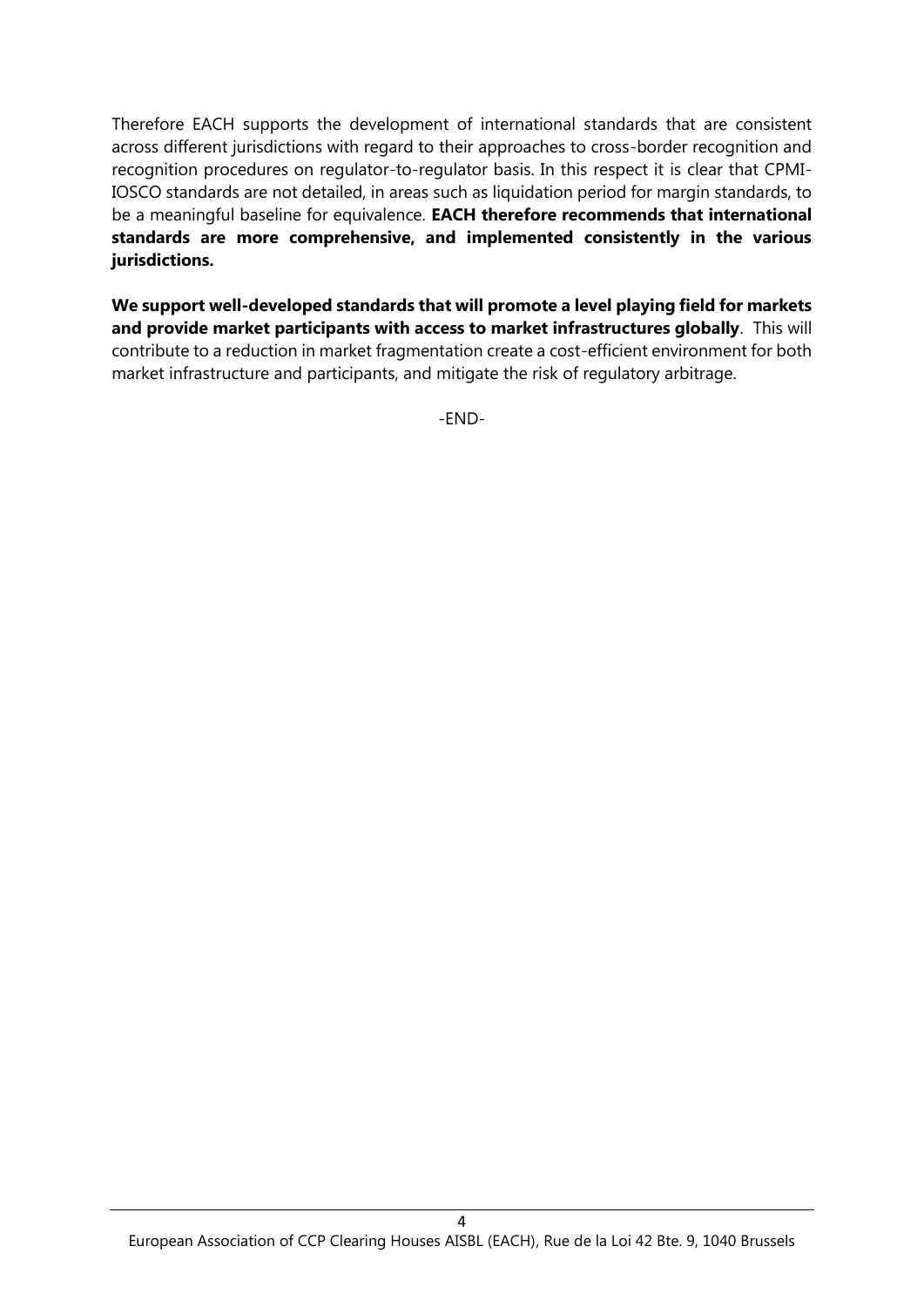Therefore EACH supports the development of international standards that are consistent across different jurisdictions with regard to their approaches to cross-border recognition and recognition procedures on regulator-to-regulator basis. In this respect it is clear that CPMI-IOSCO standards are not detailed, in areas such as liquidation period for margin standards, to be a meaningful baseline for equivalence. **EACH therefore recommends that international standards are more comprehensive, and implemented consistently in the various jurisdictions.**

**We support well-developed standards that will promote a level playing field for markets and provide market participants with access to market infrastructures globally**. This will contribute to a reduction in market fragmentation create a cost-efficient environment for both market infrastructure and participants, and mitigate the risk of regulatory arbitrage.

-END-